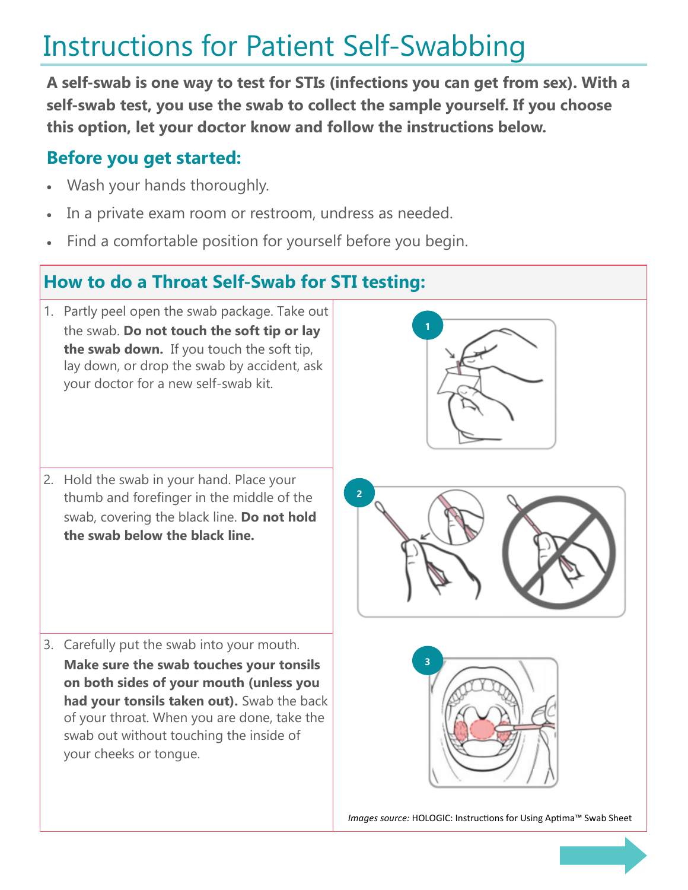# Instructions for Patient Self-Swabbing

**A self-swab is one way to test for STIs (infections you can get from sex). With a self-swab test, you use the swab to collect the sample yourself. If you choose this option, let your doctor know and follow the instructions below.**

## Before you get started:

- Wash your hands thoroughly.
- In a private exam room or restroom, undress as needed.
- Find a comfortable position for yourself before you begin.

## How to do a Throat Self-Swab for STI testing:

1. Partly peel open the swab package. Take out the swab. **Do not touch the soft tip or lay the swab down.** If you touch the soft tip, lay down, or drop the swab by accident, ask your doctor for a new self-swab kit.
2. Hold the swab in your hand. Place your thumb and forefinger in the middle of the swab, covering the black line. **Do not hold the swab below the black line.**
3. Carefully put the swab into your mouth. **Make sure the swab touches your tonsils on both sides of your mouth (unless you had your tonsils taken out).** Swab the back of your throat. When you are done, take the swab out without touching the inside of your cheeks or tongue.

*Images source:* HOLOGIC: Instructions for Using Aptima™ Swab Sheet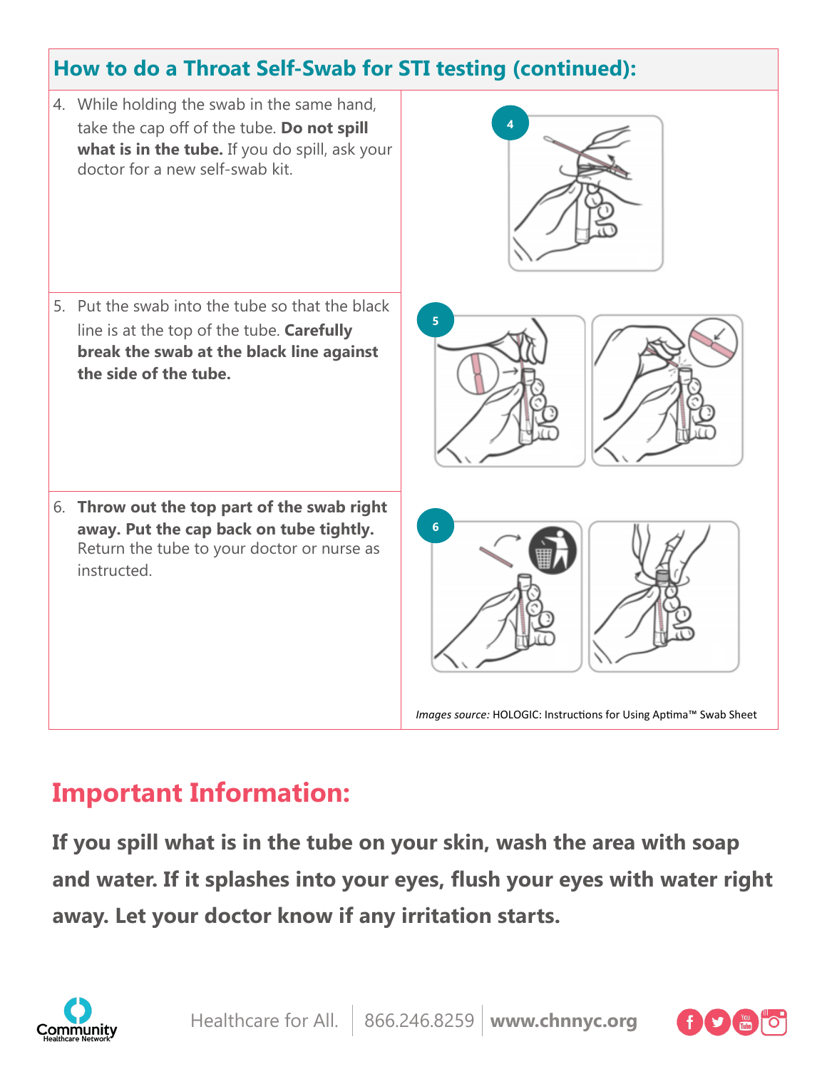## How to do a Throat Self-Swab for STI testing (continued):

4. While holding the swab in the same hand, take the cap off of the tube. **Do not spill what is in the tube.** If you do spill, ask your doctor for a new self-swab kit.
5. Put the swab into the tube so that the black line is at the top of the tube. **Carefully break the swab at the black line against the side of the tube.**
6. **Throw out the top part of the swab right away. Put the cap back on tube tightly.** Return the tube to your doctor or nurse as instructed.

*Images source:* HOLOGIC: Instructions for Using Aptima™ Swab Sheet

## Important Information:

**If you spill what is in the tube on your skin, wash the area with soap and water. If it splashes into your eyes, flush your eyes with water right away. Let your doctor know if any irritation starts.**

Community Healthcare Network

Healthcare for All. | 866.246.8259 | **www.chnnyc.org**